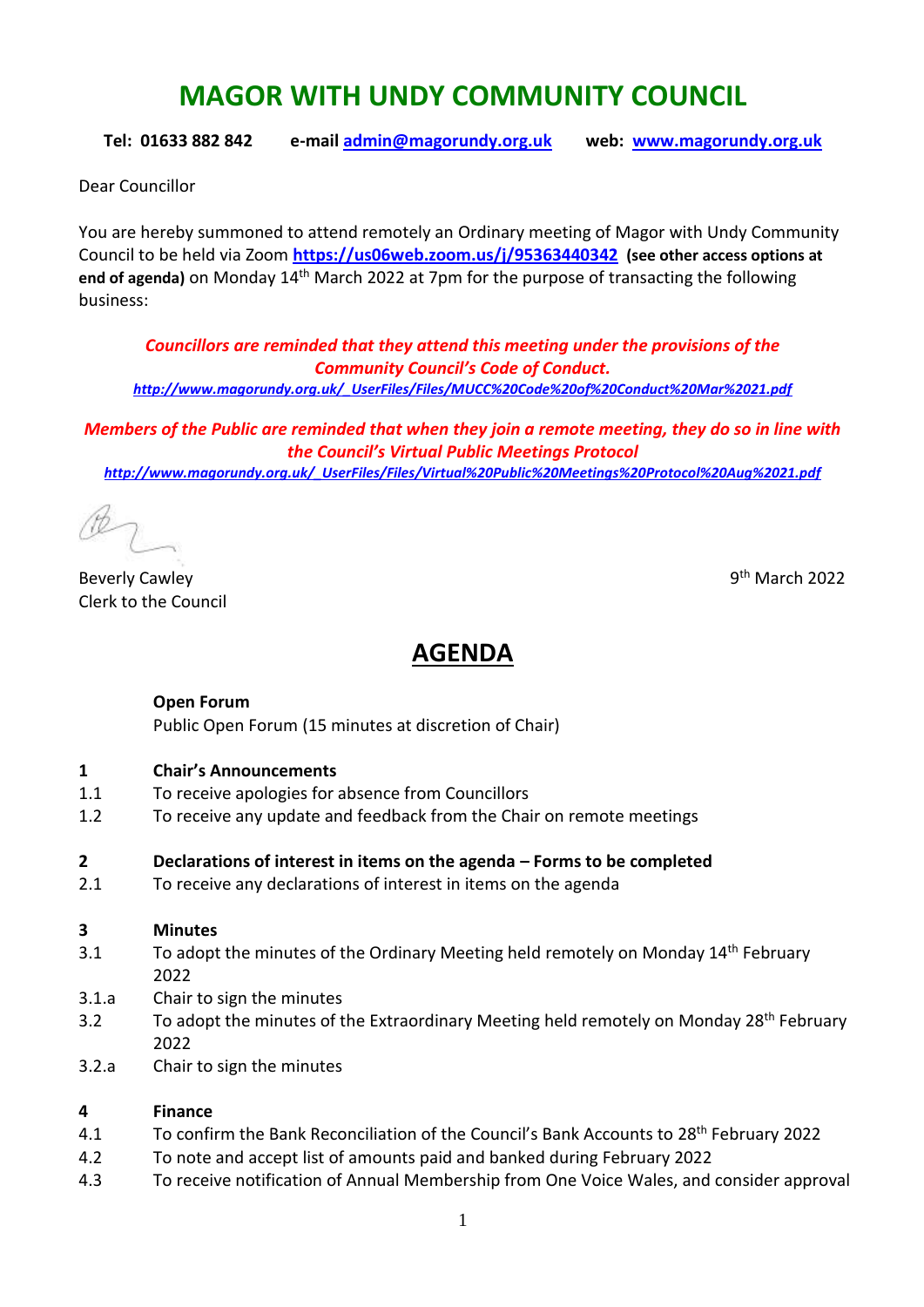# MAGOR WITH UNDY COMMUNITY COUNCIL

**Tel: 01633 882 842** **e-mail [admin@magorundy.org.uk](mailto:admin@magorundy.org.uk)** **web: [www.magorundy.org.uk](http://www.magorundy.org.uk)**

Dear Councillor

You are hereby summoned to attend remotely an Ordinary meeting of Magor with Undy Community Council to be held via Zoom **https://us06web.zoom.us/j/95363440342** **(see other access options at end of agenda)** on Monday 14th March 2022 at 7pm for the purpose of transacting the following business:

***Councillors are reminded that they attend this meeting under the provisions of the Community Council's Code of Conduct.***
***http://www.magorundy.org.uk/_UserFiles/Files/MUCC%20Code%20of%20Conduct%20Mar%2021.pdf***

***Members of the Public are reminded that when they join a remote meeting, they do so in line with the Council's Virtual Public Meetings Protocol***
***http://www.magorundy.org.uk/_UserFiles/Files/Virtual%20Public%20Meetings%20Protocol%20Aug%2021.pdf***

Beverly Cawley
Clerk to the Council

9th March 2022

## AGENDA

**Open Forum**
Public Open Forum (15 minutes at discretion of Chair)

**1 Chair's Announcements**
- 1.1 To receive apologies for absence from Councillors
- 1.2 To receive any update and feedback from the Chair on remote meetings

**2 Declarations of interest in items on the agenda – Forms to be completed**
- 2.1 To receive any declarations of interest in items on the agenda

**3 Minutes**
- 3.1 To adopt the minutes of the Ordinary Meeting held remotely on Monday 14th February 2022
- 3.1.a Chair to sign the minutes
- 3.2 To adopt the minutes of the Extraordinary Meeting held remotely on Monday 28th February 2022
- 3.2.a Chair to sign the minutes

**4 Finance**
- 4.1 To confirm the Bank Reconciliation of the Council's Bank Accounts to 28th February 2022
- 4.2 To note and accept list of amounts paid and banked during February 2022
- 4.3 To receive notification of Annual Membership from One Voice Wales, and consider approval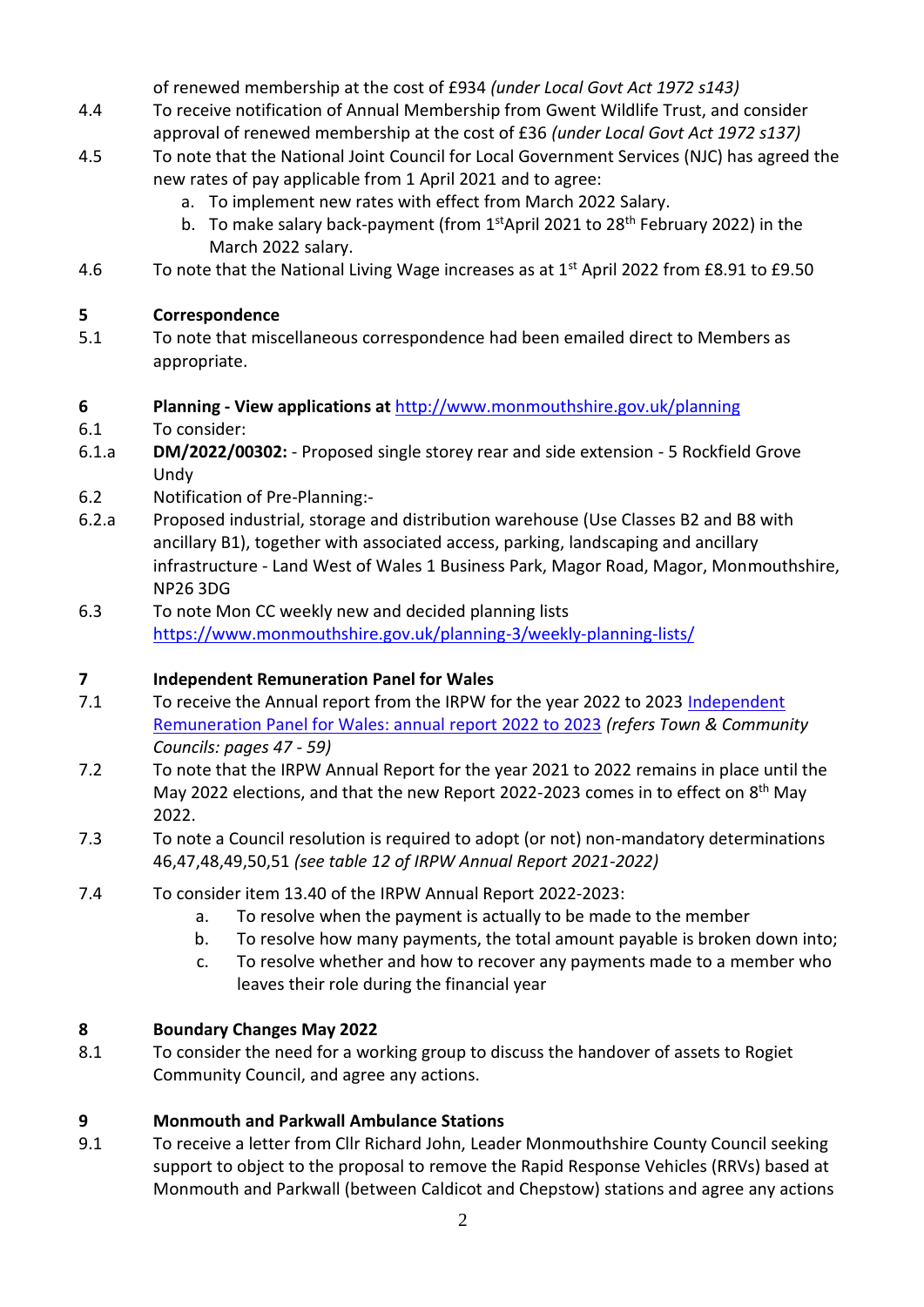of renewed membership at the cost of £934 *(under Local Govt Act 1972 s143)*

4.4 To receive notification of Annual Membership from Gwent Wildlife Trust, and consider approval of renewed membership at the cost of £36 *(under Local Govt Act 1972 s137)*

4.5 To note that the National Joint Council for Local Government Services (NJC) has agreed the new rates of pay applicable from 1 April 2021 and to agree:
   a. To implement new rates with effect from March 2022 Salary.
   b. To make salary back-payment (from 1st April 2021 to 28th February 2022) in the March 2022 salary.

4.6 To note that the National Living Wage increases as at 1st April 2022 from £8.91 to £9.50

## 5 Correspondence

5.1 To note that miscellaneous correspondence had been emailed direct to Members as appropriate.

## 6 Planning - View applications at [http://www.monmouthshire.gov.uk/planning](http://www.monmouthshire.gov.uk/planning)

6.1 To consider:

6.1.a **DM/2022/00302:** - Proposed single storey rear and side extension - 5 Rockfield Grove Undy

6.2 Notification of Pre-Planning:-

6.2.a Proposed industrial, storage and distribution warehouse (Use Classes B2 and B8 with ancillary B1), together with associated access, parking, landscaping and ancillary infrastructure - Land West of Wales 1 Business Park, Magor Road, Magor, Monmouthshire, NP26 3DG

6.3 To note Mon CC weekly new and decided planning lists [https://www.monmouthshire.gov.uk/planning-3/weekly-planning-lists/](https://www.monmouthshire.gov.uk/planning-3/weekly-planning-lists/)

## 7 Independent Remuneration Panel for Wales

7.1 To receive the Annual report from the IRPW for the year 2022 to 2023 [Independent Remuneration Panel for Wales: annual report 2022 to 2023]() *(refers Town & Community Councils: pages 47 - 59)*

7.2 To note that the IRPW Annual Report for the year 2021 to 2022 remains in place until the May 2022 elections, and that the new Report 2022-2023 comes in to effect on 8th May 2022.

7.3 To note a Council resolution is required to adopt (or not) non-mandatory determinations 46,47,48,49,50,51 *(see table 12 of IRPW Annual Report 2021-2022)*

7.4 To consider item 13.40 of the IRPW Annual Report 2022-2023:
   a. To resolve when the payment is actually to be made to the member
   b. To resolve how many payments, the total amount payable is broken down into;
   c. To resolve whether and how to recover any payments made to a member who leaves their role during the financial year

## 8 Boundary Changes May 2022

8.1 To consider the need for a working group to discuss the handover of assets to Rogiet Community Council, and agree any actions.

## 9 Monmouth and Parkwall Ambulance Stations

9.1 To receive a letter from Cllr Richard John, Leader Monmouthshire County Council seeking support to object to the proposal to remove the Rapid Response Vehicles (RRVs) based at Monmouth and Parkwall (between Caldicot and Chepstow) stations and agree any actions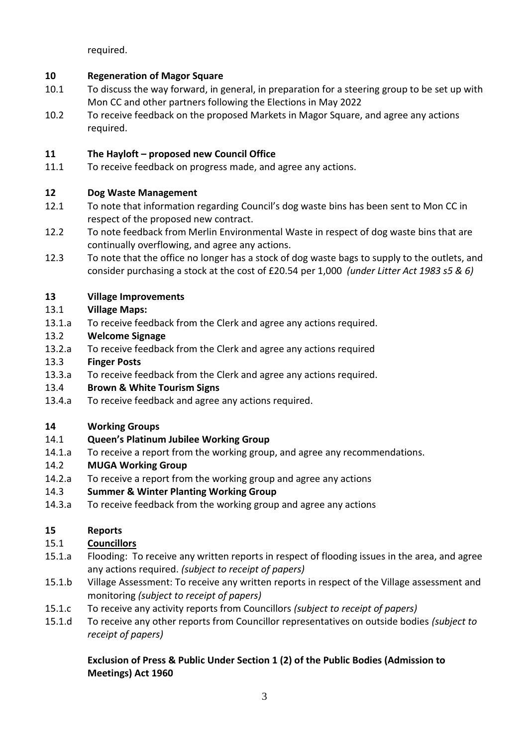required.

**10 Regeneration of Magor Square**

10.1 To discuss the way forward, in general, in preparation for a steering group to be set up with Mon CC and other partners following the Elections in May 2022

10.2 To receive feedback on the proposed Markets in Magor Square, and agree any actions required.

**11 The Hayloft – proposed new Council Office**

11.1 To receive feedback on progress made, and agree any actions.

**12 Dog Waste Management**

12.1 To note that information regarding Council's dog waste bins has been sent to Mon CC in respect of the proposed new contract.

12.2 To note feedback from Merlin Environmental Waste in respect of dog waste bins that are continually overflowing, and agree any actions.

12.3 To note that the office no longer has a stock of dog waste bags to supply to the outlets, and consider purchasing a stock at the cost of £20.54 per 1,000 *(under Litter Act 1983 s5 & 6)*

**13 Village Improvements**

13.1 **Village Maps:**

13.1.a To receive feedback from the Clerk and agree any actions required.

13.2 **Welcome Signage**

13.2.a To receive feedback from the Clerk and agree any actions required

13.3 **Finger Posts**

13.3.a To receive feedback from the Clerk and agree any actions required.

13.4 **Brown & White Tourism Signs**

13.4.a To receive feedback and agree any actions required.

**14 Working Groups**

14.1 **Queen's Platinum Jubilee Working Group**

14.1.a To receive a report from the working group, and agree any recommendations.

14.2 **MUGA Working Group**

14.2.a To receive a report from the working group and agree any actions

14.3 **Summer & Winter Planting Working Group**

14.3.a To receive feedback from the working group and agree any actions

**15 Reports**

15.1 **Councillors**

15.1.a Flooding: To receive any written reports in respect of flooding issues in the area, and agree any actions required. *(subject to receipt of papers)*

15.1.b Village Assessment: To receive any written reports in respect of the Village assessment and monitoring *(subject to receipt of papers)*

15.1.c To receive any activity reports from Councillors *(subject to receipt of papers)*

15.1.d To receive any other reports from Councillor representatives on outside bodies *(subject to receipt of papers)*

**Exclusion of Press & Public Under Section 1 (2) of the Public Bodies (Admission to Meetings) Act 1960**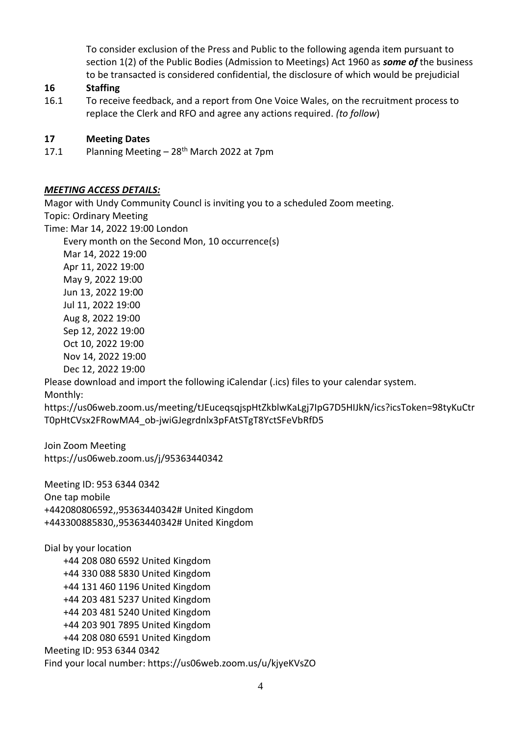To consider exclusion of the Press and Public to the following agenda item pursuant to section 1(2) of the Public Bodies (Admission to Meetings) Act 1960 as ***some of*** the business to be transacted is considered confidential, the disclosure of which would be prejudicial

## 16 Staffing

16.1 To receive feedback, and a report from One Voice Wales, on the recruitment process to replace the Clerk and RFO and agree any actions required. *(to follow)*

## 17 Meeting Dates

17.1 Planning Meeting – 28th March 2022 at 7pm

***MEETING ACCESS DETAILS:***

Magor with Undy Community Councl is inviting you to a scheduled Zoom meeting.
Topic: Ordinary Meeting
Time: Mar 14, 2022 19:00 London

Every month on the Second Mon, 10 occurrence(s)
Mar 14, 2022 19:00
Apr 11, 2022 19:00
May 9, 2022 19:00
Jun 13, 2022 19:00
Jul 11, 2022 19:00
Aug 8, 2022 19:00
Sep 12, 2022 19:00
Oct 10, 2022 19:00
Nov 14, 2022 19:00
Dec 12, 2022 19:00

Please download and import the following iCalendar (.ics) files to your calendar system.
Monthly:
https://us06web.zoom.us/meeting/tJEuceqsqjspHtZkblwKaLgj7IpG7D5HIJkN/ics?icsToken=98tyKuCtrT0pHtCVsx2FRowMA4_ob-jwiGJegrdnlx3pFAtSTgT8YctSFeVbRfD5

Join Zoom Meeting
https://us06web.zoom.us/j/95363440342

Meeting ID: 953 6344 0342
One tap mobile
+442080806592,,95363440342# United Kingdom
+443300885830,,95363440342# United Kingdom

Dial by your location
+44 208 080 6592 United Kingdom
+44 330 088 5830 United Kingdom
+44 131 460 1196 United Kingdom
+44 203 481 5237 United Kingdom
+44 203 481 5240 United Kingdom
+44 203 901 7895 United Kingdom
+44 208 080 6591 United Kingdom
Meeting ID: 953 6344 0342
Find your local number: https://us06web.zoom.us/u/kjyeKVsZO